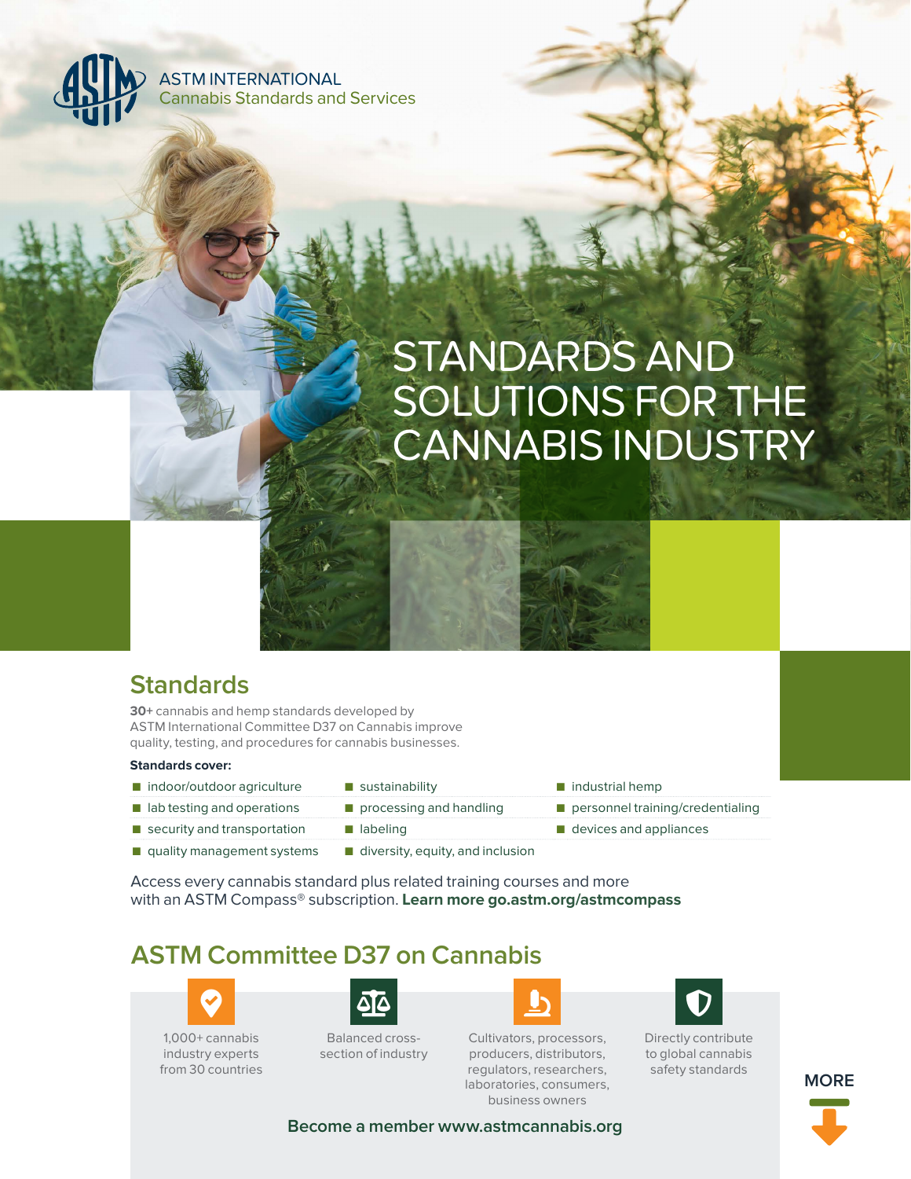ASTM INTERNATIONAL
Cannabis Standards and Services

# STANDARDS AND SOLUTIONS FOR THE CANNABIS INDUSTRY

## Standards

**30+** cannabis and hemp standards developed by ASTM International Committee D37 on Cannabis improve quality, testing, and procedures for cannabis businesses.

**Standards cover:**

- indoor/outdoor agriculture
- lab testing and operations
- security and transportation
- quality management systems
- sustainability
- processing and handling
- labeling
- diversity, equity, and inclusion
- industrial hemp
- personnel training/credentialing
- devices and appliances

Access every cannabis standard plus related training courses and more with an ASTM Compass® subscription. **Learn more go.astm.org/astmcompass**

## ASTM Committee D37 on Cannabis

- 1,000+ cannabis industry experts from 30 countries
- Balanced cross-section of industry
- Cultivators, processors, producers, distributors, regulators, researchers, laboratories, consumers, business owners
- Directly contribute to global cannabis safety standards

**Become a member www.astmcannabis.org**

MORE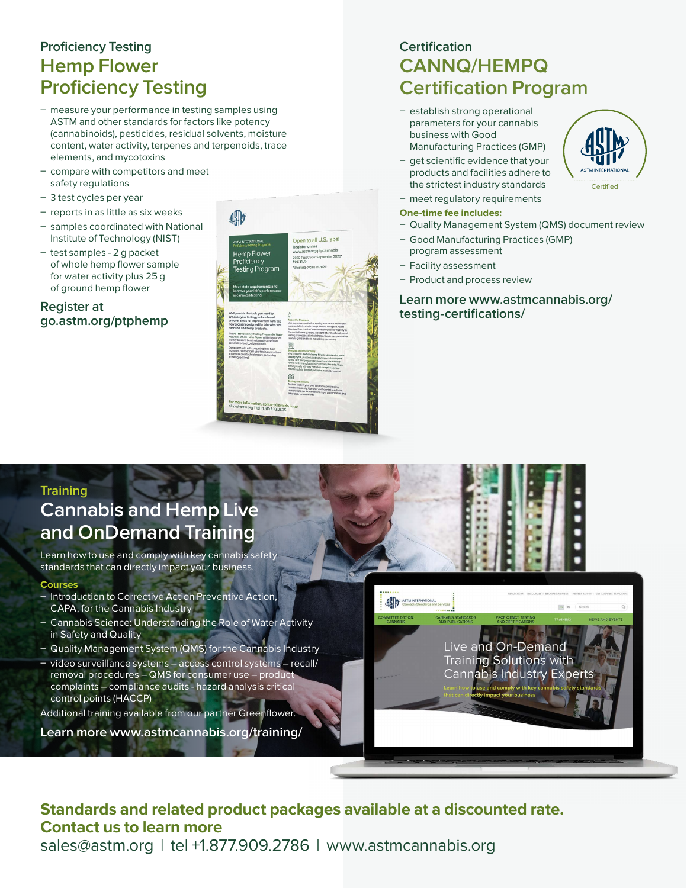Proficiency Testing

## Hemp Flower Proficiency Testing

- measure your performance in testing samples using ASTM and other standards for factors like potency (cannabinoids), pesticides, residual solvents, moisture content, water activity, terpenes and terpenoids, trace elements, and mycotoxins
- compare with competitors and meet safety regulations
- 3 test cycles per year
- reports in as little as six weeks
- samples coordinated with National Institute of Technology (NIST)
- test samples - 2 g packet of whole hemp flower sample for water activity plus 25 g of ground hemp flower

**Register at go.astm.org/ptphemp**

Certification

## CANNQ/HEMPQ Certification Program

- establish strong operational parameters for your cannabis business with Good Manufacturing Practices (GMP)
- get scientific evidence that your products and facilities adhere to the strictest industry standards
- meet regulatory requirements

ASTM INTERNATIONAL Certified

**One-time fee includes:**

- Quality Management System (QMS) document review
- Good Manufacturing Practices (GMP) program assessment
- Facility assessment
- Product and process review

**Learn more www.astmcannabis.org/testing-certifications/**

Training

## Cannabis and Hemp Live and OnDemand Training

Learn how to use and comply with key cannabis safety standards that can directly impact your business.

**Courses**

- Introduction to Corrective Action Preventive Action, CAPA, for the Cannabis Industry
- Cannabis Science: Understanding the Role of Water Activity in Safety and Quality
- Quality Management System (QMS) for the Cannabis Industry
- video surveillance systems – access control systems – recall/removal procedures – QMS for consumer use – product complaints – compliance audits - hazard analysis critical control points (HACCP)

Additional training available from our partner Greenflower.

**Learn more www.astmcannabis.org/training/**

**Standards and related product packages available at a discounted rate. Contact us to learn more**

sales@astm.org | tel +1.877.909.2786 | www.astmcannabis.org